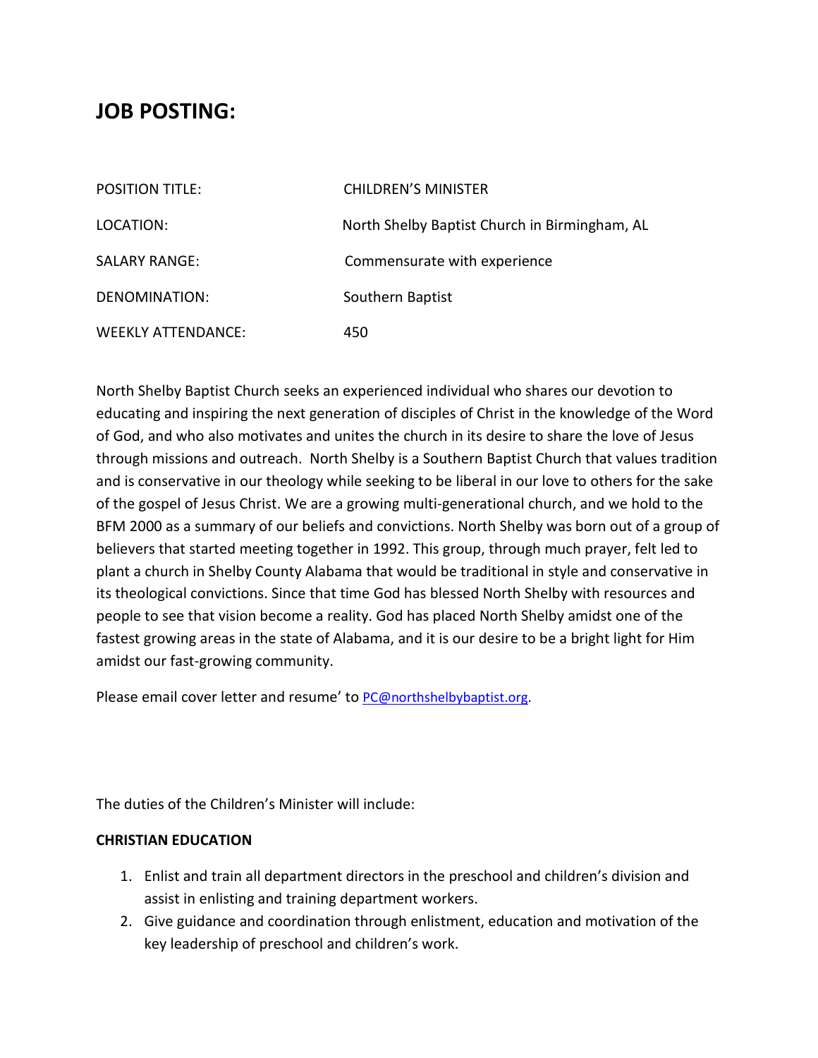# JOB POSTING:

| | |
|---|---|
| POSITION TITLE: | CHILDREN'S MINISTER |
| LOCATION: | North Shelby Baptist Church in Birmingham, AL |
| SALARY RANGE: | Commensurate with experience |
| DENOMINATION: | Southern Baptist |
| WEEKLY ATTENDANCE: | 450 |

North Shelby Baptist Church seeks an experienced individual who shares our devotion to educating and inspiring the next generation of disciples of Christ in the knowledge of the Word of God, and who also motivates and unites the church in its desire to share the love of Jesus through missions and outreach. North Shelby is a Southern Baptist Church that values tradition and is conservative in our theology while seeking to be liberal in our love to others for the sake of the gospel of Jesus Christ. We are a growing multi-generational church, and we hold to the BFM 2000 as a summary of our beliefs and convictions. North Shelby was born out of a group of believers that started meeting together in 1992. This group, through much prayer, felt led to plant a church in Shelby County Alabama that would be traditional in style and conservative in its theological convictions. Since that time God has blessed North Shelby with resources and people to see that vision become a reality. God has placed North Shelby amidst one of the fastest growing areas in the state of Alabama, and it is our desire to be a bright light for Him amidst our fast-growing community.

Please email cover letter and resume' to PC@northshelbybaptist.org.

The duties of the Children's Minister will include:

**CHRISTIAN EDUCATION**

1. Enlist and train all department directors in the preschool and children's division and assist in enlisting and training department workers.
2. Give guidance and coordination through enlistment, education and motivation of the key leadership of preschool and children's work.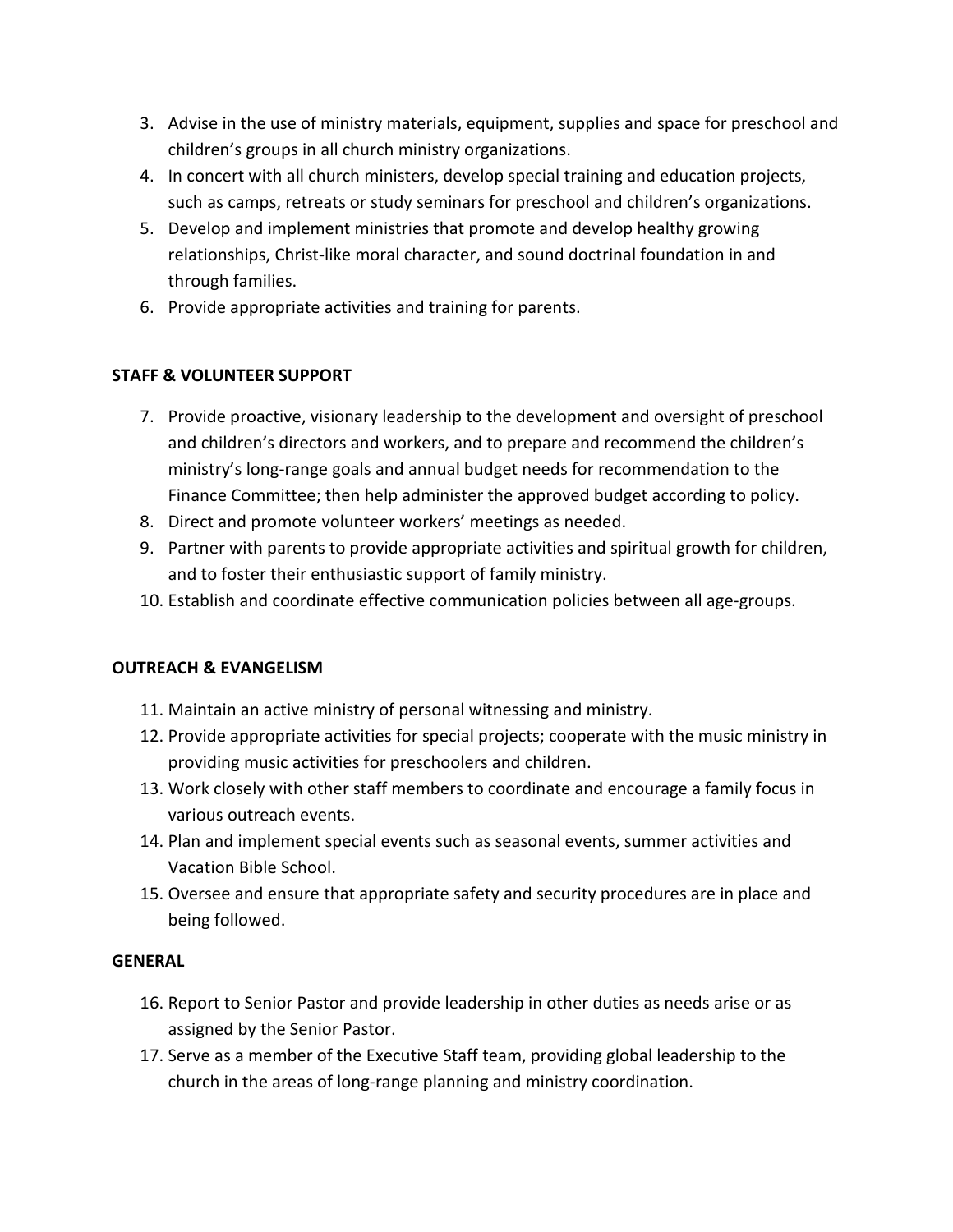3. Advise in the use of ministry materials, equipment, supplies and space for preschool and children's groups in all church ministry organizations.
4. In concert with all church ministers, develop special training and education projects, such as camps, retreats or study seminars for preschool and children's organizations.
5. Develop and implement ministries that promote and develop healthy growing relationships, Christ-like moral character, and sound doctrinal foundation in and through families.
6. Provide appropriate activities and training for parents.

**STAFF & VOLUNTEER SUPPORT**

7. Provide proactive, visionary leadership to the development and oversight of preschool and children's directors and workers, and to prepare and recommend the children's ministry's long-range goals and annual budget needs for recommendation to the Finance Committee; then help administer the approved budget according to policy.
8. Direct and promote volunteer workers' meetings as needed.
9. Partner with parents to provide appropriate activities and spiritual growth for children, and to foster their enthusiastic support of family ministry.
10. Establish and coordinate effective communication policies between all age-groups.

**OUTREACH & EVANGELISM**

11. Maintain an active ministry of personal witnessing and ministry.
12. Provide appropriate activities for special projects; cooperate with the music ministry in providing music activities for preschoolers and children.
13. Work closely with other staff members to coordinate and encourage a family focus in various outreach events.
14. Plan and implement special events such as seasonal events, summer activities and Vacation Bible School.
15. Oversee and ensure that appropriate safety and security procedures are in place and being followed.

**GENERAL**

16. Report to Senior Pastor and provide leadership in other duties as needs arise or as assigned by the Senior Pastor.
17. Serve as a member of the Executive Staff team, providing global leadership to the church in the areas of long-range planning and ministry coordination.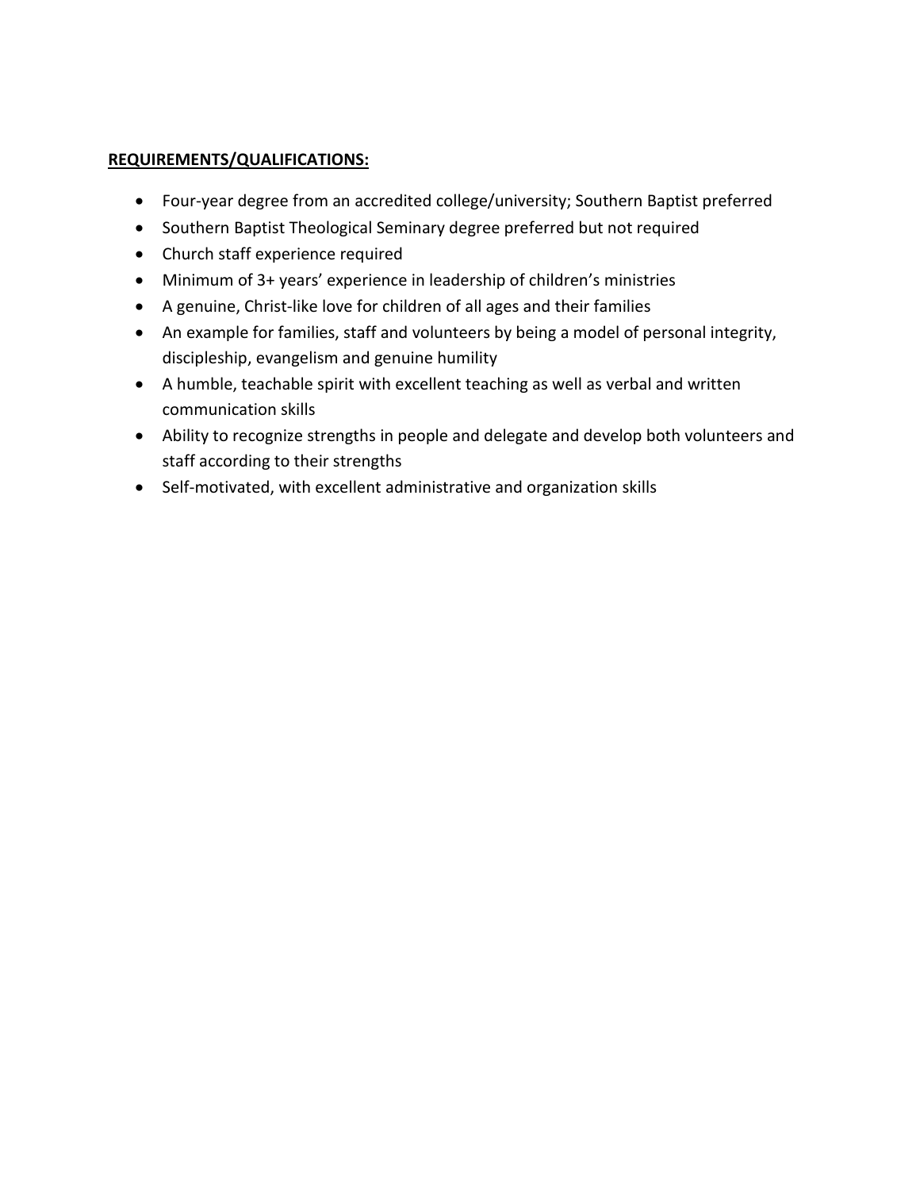**REQUIREMENTS/QUALIFICATIONS:**

- Four-year degree from an accredited college/university; Southern Baptist preferred
- Southern Baptist Theological Seminary degree preferred but not required
- Church staff experience required
- Minimum of 3+ years' experience in leadership of children's ministries
- A genuine, Christ-like love for children of all ages and their families
- An example for families, staff and volunteers by being a model of personal integrity, discipleship, evangelism and genuine humility
- A humble, teachable spirit with excellent teaching as well as verbal and written communication skills
- Ability to recognize strengths in people and delegate and develop both volunteers and staff according to their strengths
- Self-motivated, with excellent administrative and organization skills